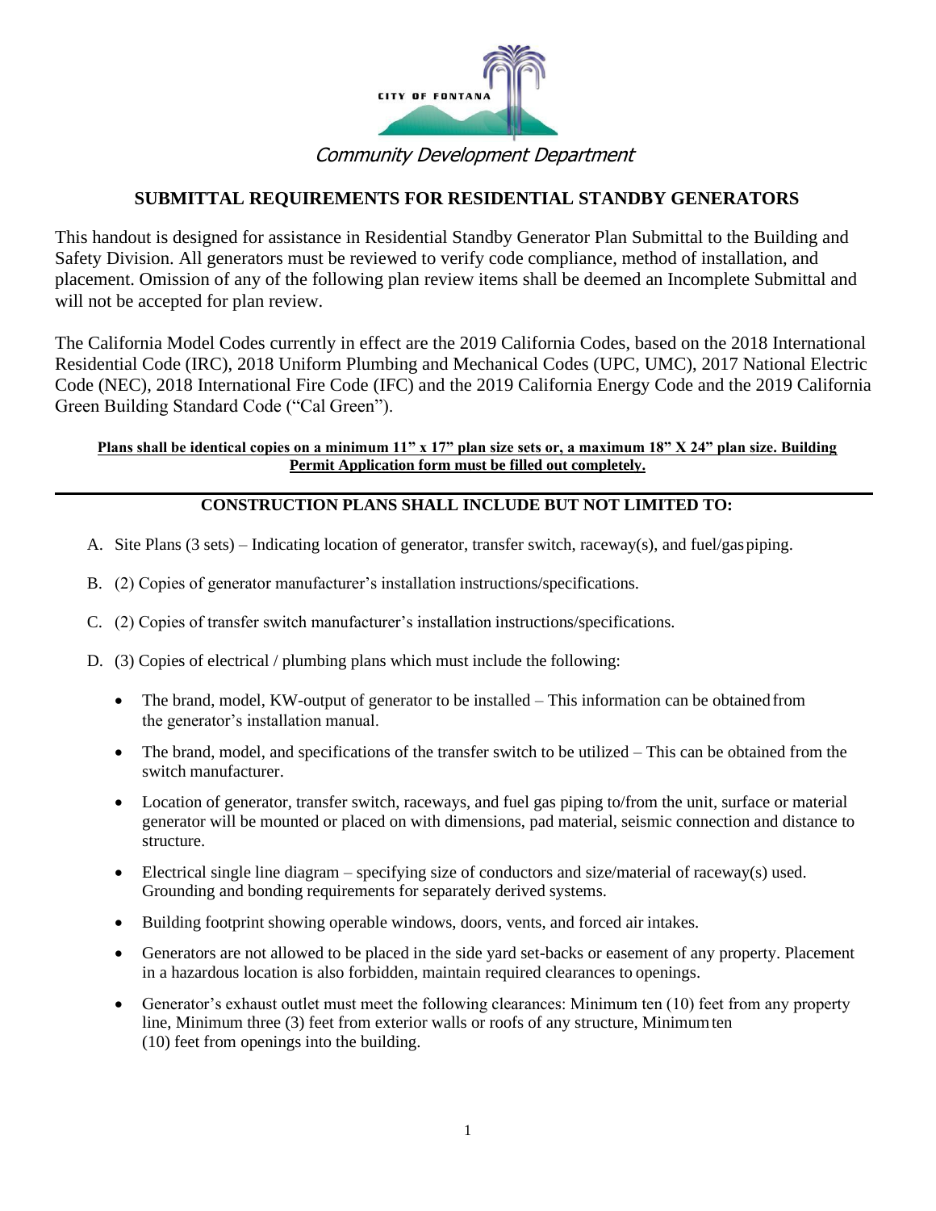CITY OF FONTANA

*Community Development Department*

## SUBMITTAL REQUIREMENTS FOR RESIDENTIAL STANDBY GENERATORS

This handout is designed for assistance in Residential Standby Generator Plan Submittal to the Building and Safety Division. All generators must be reviewed to verify code compliance, method of installation, and placement. Omission of any of the following plan review items shall be deemed an Incomplete Submittal and will not be accepted for plan review.

The California Model Codes currently in effect are the 2019 California Codes, based on the 2018 International Residential Code (IRC), 2018 Uniform Plumbing and Mechanical Codes (UPC, UMC), 2017 National Electric Code (NEC), 2018 International Fire Code (IFC) and the 2019 California Energy Code and the 2019 California Green Building Standard Code ("Cal Green").

**Plans shall be identical copies on a minimum 11" x 17" plan size sets or, a maximum 18" X 24" plan size. Building Permit Application form must be filled out completely.**

---

### CONSTRUCTION PLANS SHALL INCLUDE BUT NOT LIMITED TO:

A. Site Plans (3 sets) – Indicating location of generator, transfer switch, raceway(s), and fuel/gas piping.

B. (2) Copies of generator manufacturer's installation instructions/specifications.

C. (2) Copies of transfer switch manufacturer's installation instructions/specifications.

D. (3) Copies of electrical / plumbing plans which must include the following:

- The brand, model, KW-output of generator to be installed – This information can be obtained from the generator's installation manual.
- The brand, model, and specifications of the transfer switch to be utilized – This can be obtained from the switch manufacturer.
- Location of generator, transfer switch, raceways, and fuel gas piping to/from the unit, surface or material generator will be mounted or placed on with dimensions, pad material, seismic connection and distance to structure.
- Electrical single line diagram – specifying size of conductors and size/material of raceway(s) used. Grounding and bonding requirements for separately derived systems.
- Building footprint showing operable windows, doors, vents, and forced air intakes.
- Generators are not allowed to be placed in the side yard set-backs or easement of any property. Placement in a hazardous location is also forbidden, maintain required clearances to openings.
- Generator's exhaust outlet must meet the following clearances: Minimum ten (10) feet from any property line, Minimum three (3) feet from exterior walls or roofs of any structure, Minimum ten (10) feet from openings into the building.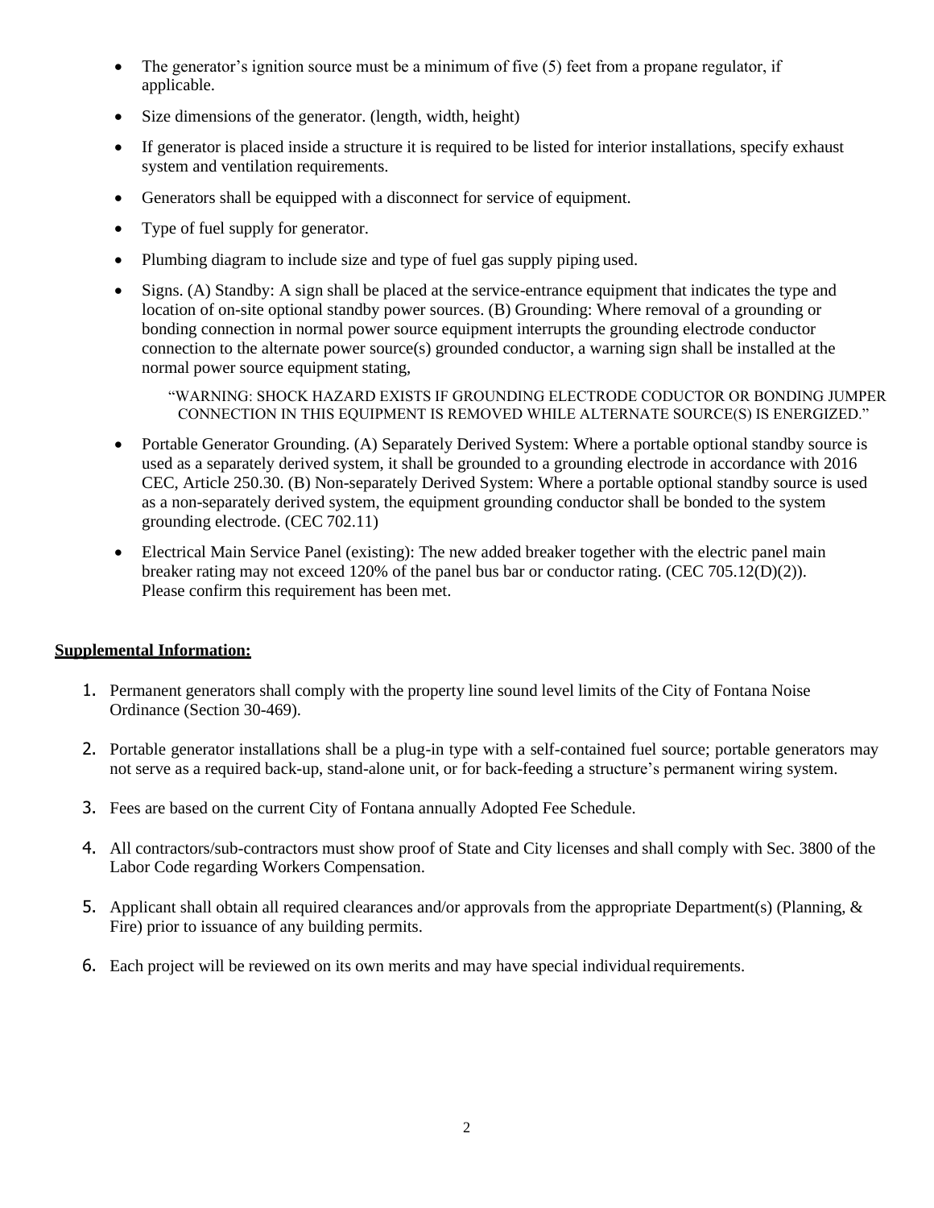- The generator's ignition source must be a minimum of five (5) feet from a propane regulator, if applicable.
- Size dimensions of the generator. (length, width, height)
- If generator is placed inside a structure it is required to be listed for interior installations, specify exhaust system and ventilation requirements.
- Generators shall be equipped with a disconnect for service of equipment.
- Type of fuel supply for generator.
- Plumbing diagram to include size and type of fuel gas supply piping used.
- Signs. (A) Standby: A sign shall be placed at the service-entrance equipment that indicates the type and location of on-site optional standby power sources. (B) Grounding: Where removal of a grounding or bonding connection in normal power source equipment interrupts the grounding electrode conductor connection to the alternate power source(s) grounded conductor, a warning sign shall be installed at the normal power source equipment stating,

  "WARNING: SHOCK HAZARD EXISTS IF GROUNDING ELECTRODE CODUCTOR OR BONDING JUMPER CONNECTION IN THIS EQUIPMENT IS REMOVED WHILE ALTERNATE SOURCE(S) IS ENERGIZED."

- Portable Generator Grounding. (A) Separately Derived System: Where a portable optional standby source is used as a separately derived system, it shall be grounded to a grounding electrode in accordance with 2016 CEC, Article 250.30. (B) Non-separately Derived System: Where a portable optional standby source is used as a non-separately derived system, the equipment grounding conductor shall be bonded to the system grounding electrode. (CEC 702.11)
- Electrical Main Service Panel (existing): The new added breaker together with the electric panel main breaker rating may not exceed 120% of the panel bus bar or conductor rating. (CEC 705.12(D)(2)). Please confirm this requirement has been met.

**<u>Supplemental Information:</u>**

1. Permanent generators shall comply with the property line sound level limits of the City of Fontana Noise Ordinance (Section 30-469).
2. Portable generator installations shall be a plug-in type with a self-contained fuel source; portable generators may not serve as a required back-up, stand-alone unit, or for back-feeding a structure's permanent wiring system.
3. Fees are based on the current City of Fontana annually Adopted Fee Schedule.
4. All contractors/sub-contractors must show proof of State and City licenses and shall comply with Sec. 3800 of the Labor Code regarding Workers Compensation.
5. Applicant shall obtain all required clearances and/or approvals from the appropriate Department(s) (Planning, & Fire) prior to issuance of any building permits.
6. Each project will be reviewed on its own merits and may have special individual requirements.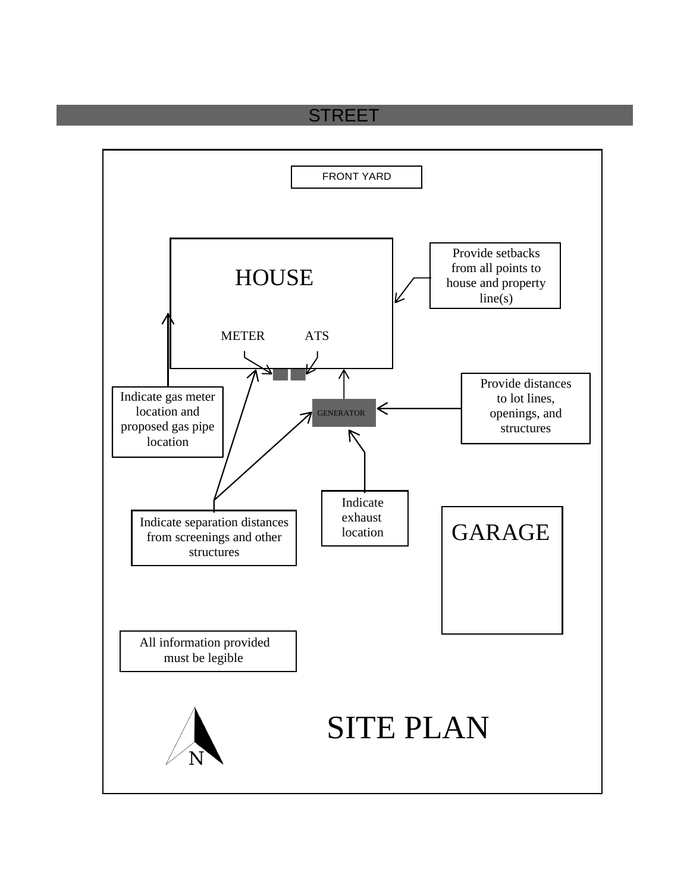STREET

FRONT YARD

HOUSE

METER

ATS

Provide setbacks from all points to house and property line(s)

GENERATOR

Indicate gas meter location and proposed gas pipe location

Provide distances to lot lines, openings, and structures

Indicate exhaust location

Indicate separation distances from screenings and other structures

GARAGE

All information provided must be legible

N

# SITE PLAN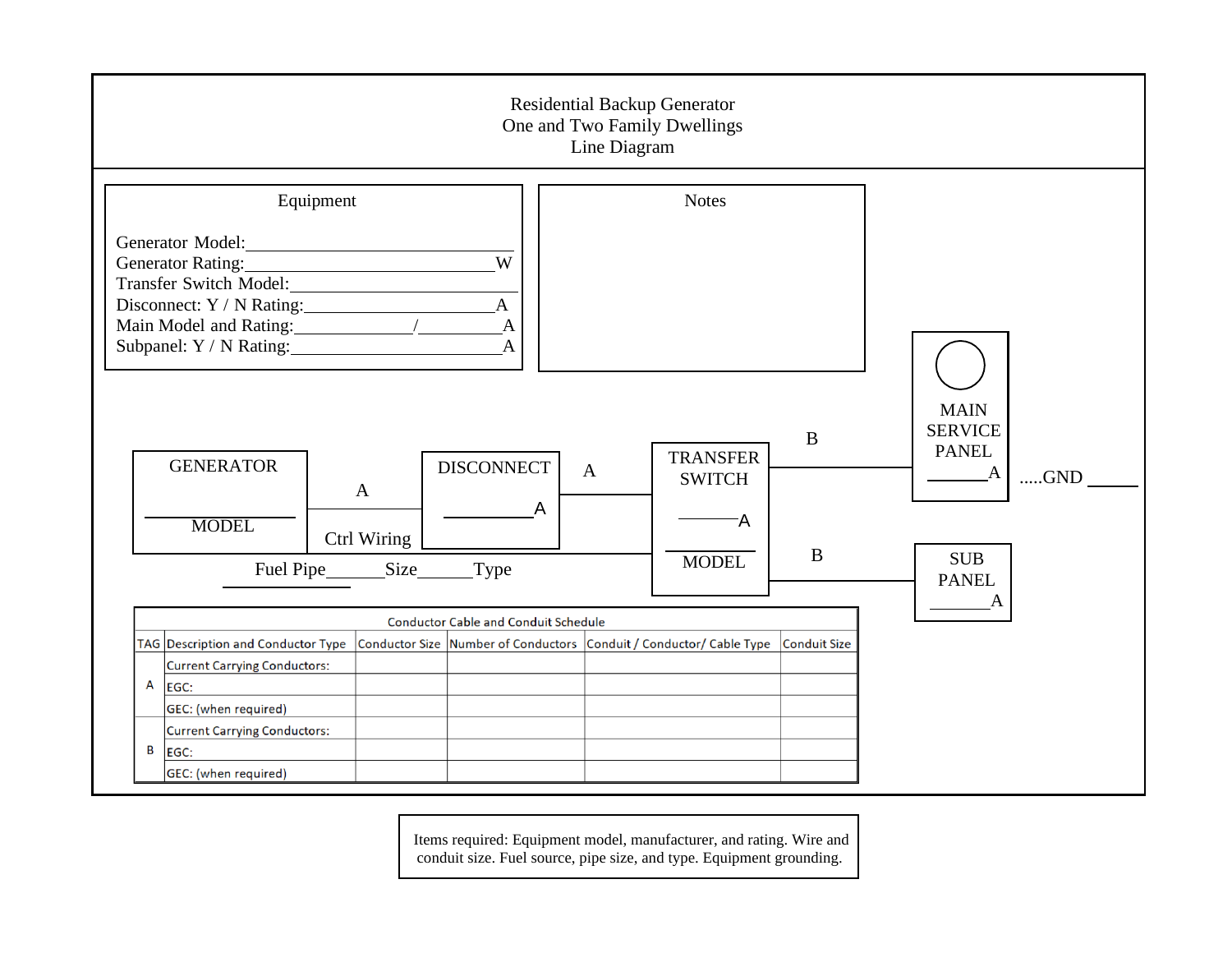# Residential Backup Generator
# One and Two Family Dwellings
# Line Diagram

**Equipment**

Generator Model:______________________________

Generator Rating:____________________________W

Transfer Switch Model:_________________________

Disconnect: Y / N Rating:_____________________A

Main Model and Rating:____________/_________A

Subpanel: Y / N Rating:_______________________A

**Notes**

GENERATOR

________
MODEL

A

Ctrl Wiring

DISCONNECT

________A

A

TRANSFER SWITCH

________A

________
MODEL

B

MAIN SERVICE PANEL

________A

.....GND ______

B

SUB PANEL

________A

Fuel Pipe______Size______Type

_______________

**Conductor Cable and Conduit Schedule**

| TAG | Description and Conductor Type | Conductor Size | Number of Conductors | Conduit / Conductor/ Cable Type | Conduit Size |
|---|---|---|---|---|---|
| A | Current Carrying Conductors: | | | | |
| | EGC: | | | | |
| | GEC: (when required) | | | | |
| B | Current Carrying Conductors: | | | | |
| | EGC: | | | | |
| | GEC: (when required) | | | | |

Items required: Equipment model, manufacturer, and rating. Wire and conduit size. Fuel source, pipe size, and type. Equipment grounding.